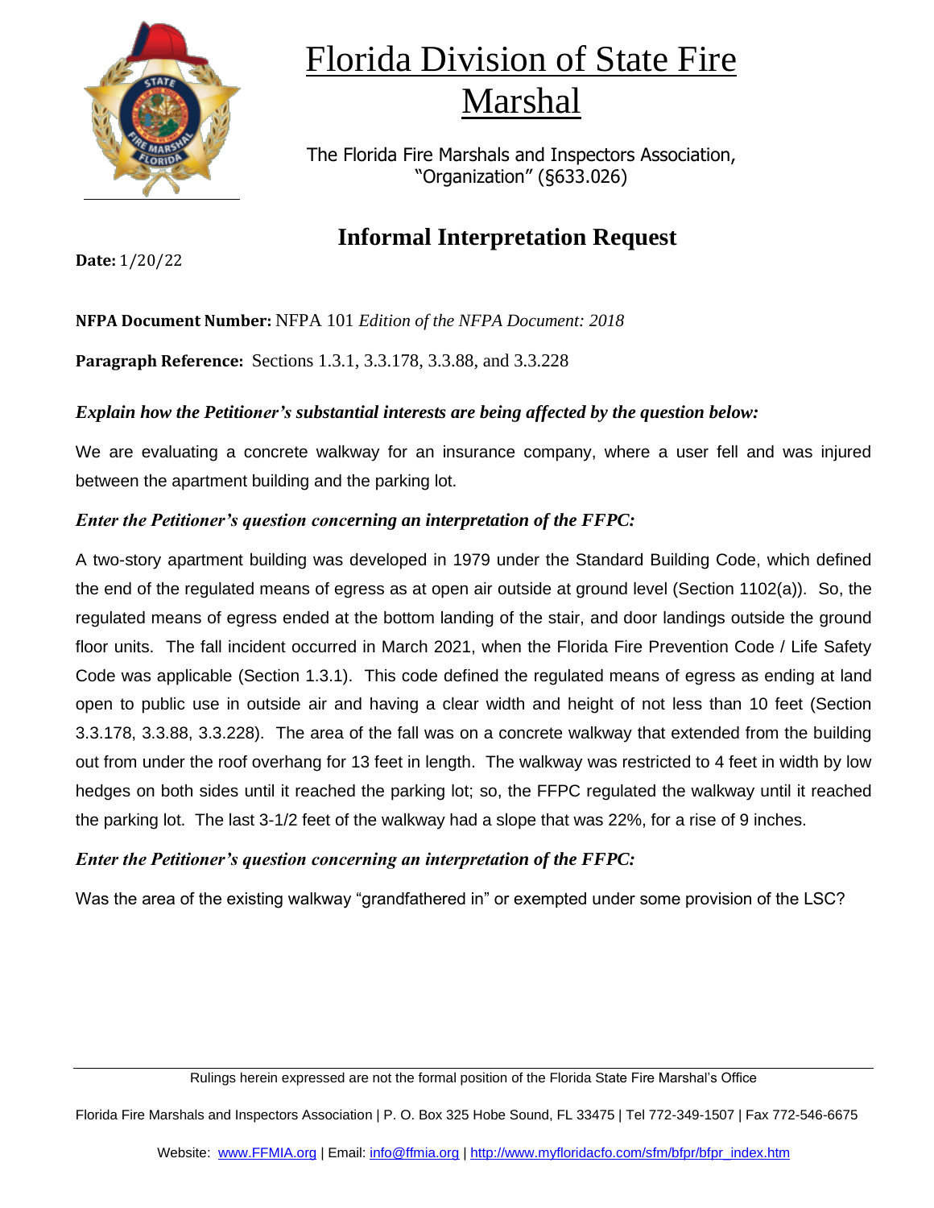# Florida Division of State Fire Marshal

The Florida Fire Marshals and Inspectors Association, "Organization" (§633.026)

## Informal Interpretation Request

**Date:** 1/20/22

**NFPA Document Number:** NFPA 101 *Edition of the NFPA Document: 2018*

**Paragraph Reference:** Sections 1.3.1, 3.3.178, 3.3.88, and 3.3.228

***Explain how the Petitioner's substantial interests are being affected by the question below:***

We are evaluating a concrete walkway for an insurance company, where a user fell and was injured between the apartment building and the parking lot.

***Enter the Petitioner's question concerning an interpretation of the FFPC:***

A two-story apartment building was developed in 1979 under the Standard Building Code, which defined the end of the regulated means of egress as at open air outside at ground level (Section 1102(a)). So, the regulated means of egress ended at the bottom landing of the stair, and door landings outside the ground floor units. The fall incident occurred in March 2021, when the Florida Fire Prevention Code / Life Safety Code was applicable (Section 1.3.1). This code defined the regulated means of egress as ending at land open to public use in outside air and having a clear width and height of not less than 10 feet (Section 3.3.178, 3.3.88, 3.3.228). The area of the fall was on a concrete walkway that extended from the building out from under the roof overhang for 13 feet in length. The walkway was restricted to 4 feet in width by low hedges on both sides until it reached the parking lot; so, the FFPC regulated the walkway until it reached the parking lot. The last 3-1/2 feet of the walkway had a slope that was 22%, for a rise of 9 inches.

***Enter the Petitioner's question concerning an interpretation of the FFPC:***

Was the area of the existing walkway "grandfathered in" or exempted under some provision of the LSC?

Rulings herein expressed are not the formal position of the Florida State Fire Marshal's Office

Florida Fire Marshals and Inspectors Association | P. O. Box 325 Hobe Sound, FL 33475 | Tel 772-349-1507 | Fax 772-546-6675

Website: www.FFMIA.org | Email: info@ffmia.org | http://www.myfloridacfo.com/sfm/bfpr/bfpr_index.htm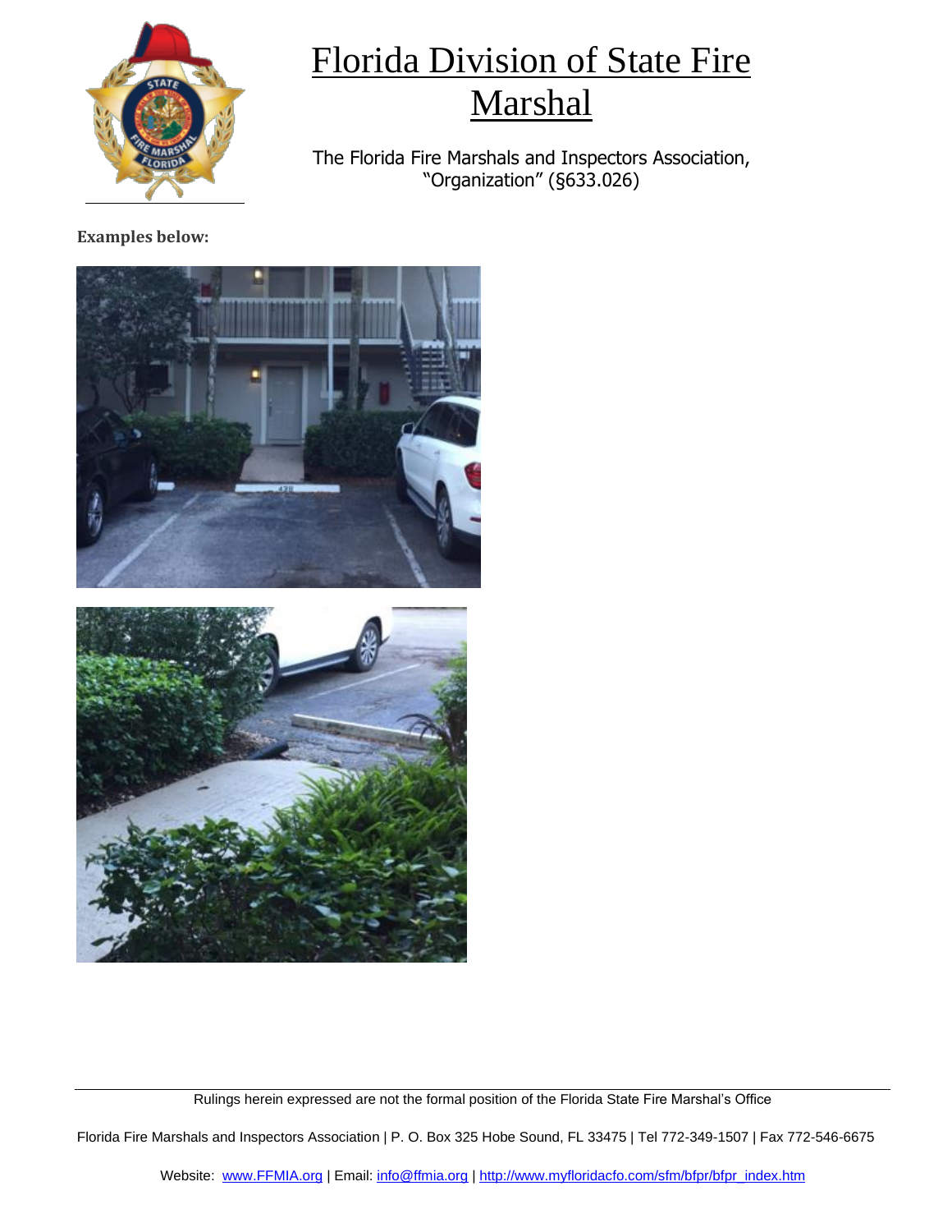# Florida Division of State Fire Marshal

The Florida Fire Marshals and Inspectors Association, "Organization" (§633.026)

**Examples below:**

Rulings herein expressed are not the formal position of the Florida State Fire Marshal's Office

Florida Fire Marshals and Inspectors Association | P. O. Box 325 Hobe Sound, FL 33475 | Tel 772-349-1507 | Fax 772-546-6675

Website: www.FFMIA.org | Email: info@ffmia.org | http://www.myfloridacfo.com/sfm/bfpr/bfpr_index.htm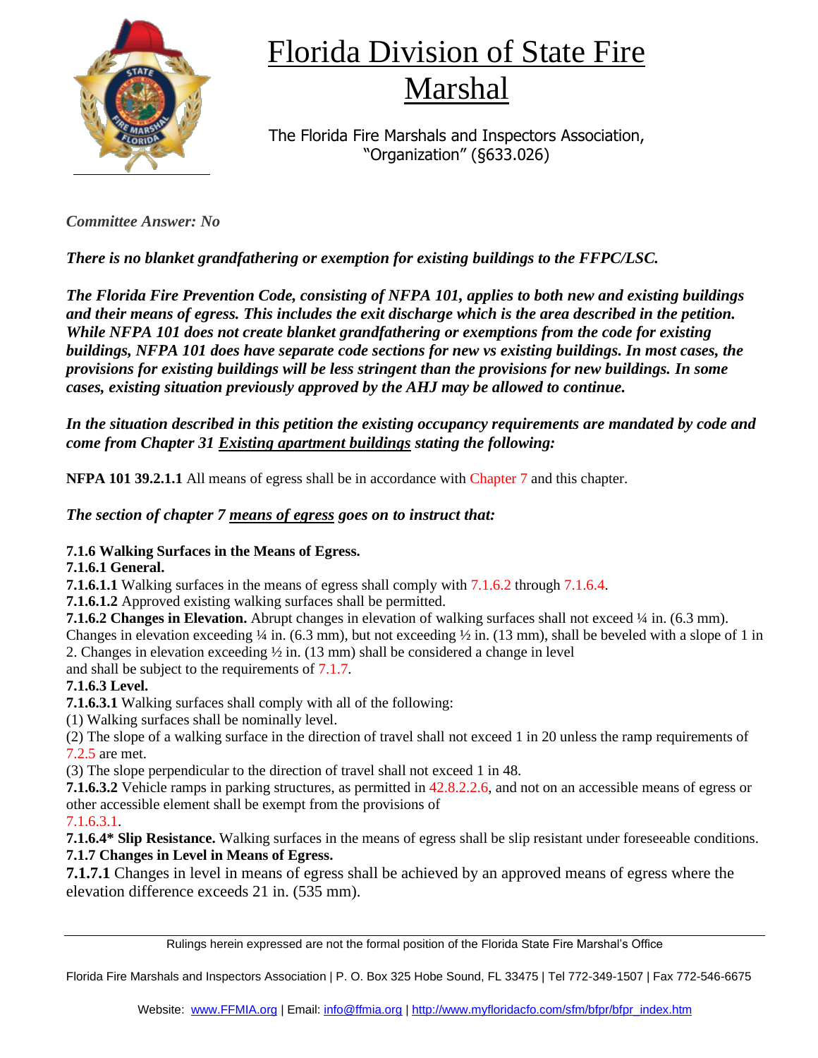# Florida Division of State Fire Marshal

The Florida Fire Marshals and Inspectors Association, "Organization" (§633.026)

*Committee Answer: No*

***There is no blanket grandfathering or exemption for existing buildings to the FFPC/LSC.***

***The Florida Fire Prevention Code, consisting of NFPA 101, applies to both new and existing buildings and their means of egress. This includes the exit discharge which is the area described in the petition. While NFPA 101 does not create blanket grandfathering or exemptions from the code for existing buildings, NFPA 101 does have separate code sections for new vs existing buildings. In most cases, the provisions for existing buildings will be less stringent than the provisions for new buildings. In some cases, existing situation previously approved by the AHJ may be allowed to continue.***

***In the situation described in this petition the existing occupancy requirements are mandated by code and come from Chapter 31 Existing apartment buildings stating the following:***

**NFPA 101 39.2.1.1** All means of egress shall be in accordance with Chapter 7 and this chapter.

***The section of chapter 7 means of egress goes on to instruct that:***

**7.1.6 Walking Surfaces in the Means of Egress.**

**7.1.6.1 General.**

**7.1.6.1.1** Walking surfaces in the means of egress shall comply with 7.1.6.2 through 7.1.6.4.

**7.1.6.1.2** Approved existing walking surfaces shall be permitted.

**7.1.6.2 Changes in Elevation.** Abrupt changes in elevation of walking surfaces shall not exceed ¼ in. (6.3 mm). Changes in elevation exceeding ¼ in. (6.3 mm), but not exceeding ½ in. (13 mm), shall be beveled with a slope of 1 in 2. Changes in elevation exceeding ½ in. (13 mm) shall be considered a change in level and shall be subject to the requirements of 7.1.7.

**7.1.6.3 Level.**

**7.1.6.3.1** Walking surfaces shall comply with all of the following:

(1) Walking surfaces shall be nominally level.

(2) The slope of a walking surface in the direction of travel shall not exceed 1 in 20 unless the ramp requirements of 7.2.5 are met.

(3) The slope perpendicular to the direction of travel shall not exceed 1 in 48.

**7.1.6.3.2** Vehicle ramps in parking structures, as permitted in 42.8.2.2.6, and not on an accessible means of egress or other accessible element shall be exempt from the provisions of 7.1.6.3.1.

**7.1.6.4* Slip Resistance.** Walking surfaces in the means of egress shall be slip resistant under foreseeable conditions.

**7.1.7 Changes in Level in Means of Egress.**

**7.1.7.1** Changes in level in means of egress shall be achieved by an approved means of egress where the elevation difference exceeds 21 in. (535 mm).

Rulings herein expressed are not the formal position of the Florida State Fire Marshal's Office

Florida Fire Marshals and Inspectors Association | P. O. Box 325 Hobe Sound, FL 33475 | Tel 772-349-1507 | Fax 772-546-6675

Website: www.FFMIA.org | Email: info@ffmia.org | http://www.myfloridacfo.com/sfm/bfpr/bfpr_index.htm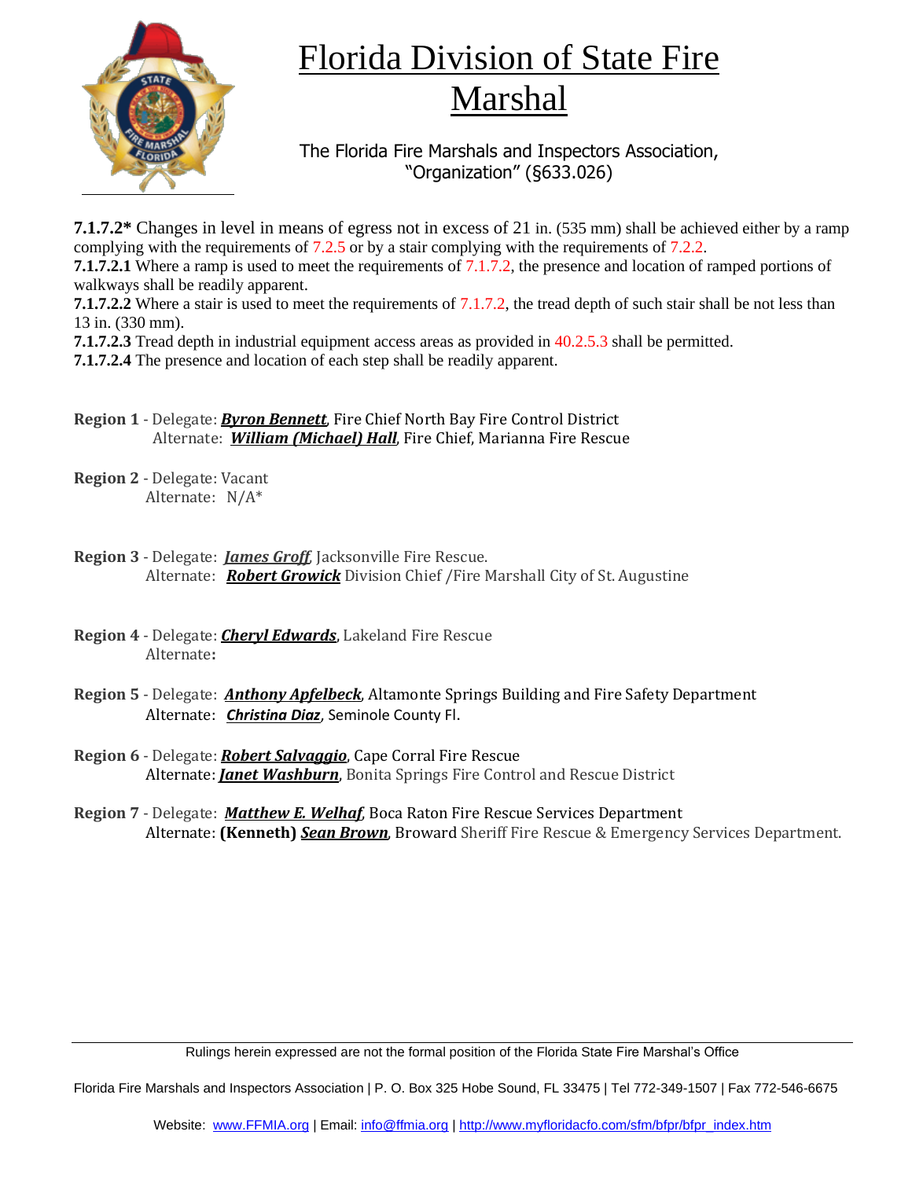# Florida Division of State Fire Marshal

The Florida Fire Marshals and Inspectors Association, "Organization" (§633.026)

**7.1.7.2*** Changes in level in means of egress not in excess of 21 in. (535 mm) shall be achieved either by a ramp complying with the requirements of 7.2.5 or by a stair complying with the requirements of 7.2.2.

**7.1.7.2.1** Where a ramp is used to meet the requirements of 7.1.7.2, the presence and location of ramped portions of walkways shall be readily apparent.

**7.1.7.2.2** Where a stair is used to meet the requirements of 7.1.7.2, the tread depth of such stair shall be not less than 13 in. (330 mm).

**7.1.7.2.3** Tread depth in industrial equipment access areas as provided in 40.2.5.3 shall be permitted.

**7.1.7.2.4** The presence and location of each step shall be readily apparent.

**Region 1** - Delegate: ***Byron Bennett***, Fire Chief North Bay Fire Control District
Alternate: ***William (Michael) Hall***, Fire Chief, Marianna Fire Rescue

**Region 2** - Delegate: Vacant
Alternate: N/A*

**Region 3** - Delegate: ***James Groff***, Jacksonville Fire Rescue.
Alternate: ***Robert Growick*** Division Chief /Fire Marshall City of St. Augustine

**Region 4** - Delegate: ***Cheryl Edwards***, Lakeland Fire Rescue
Alternate**:**

**Region 5** - Delegate: ***Anthony Apfelbeck***, Altamonte Springs Building and Fire Safety Department
Alternate: ***Christina Diaz***, Seminole County Fl.

**Region 6** - Delegate: ***Robert Salvaggio***, Cape Corral Fire Rescue
Alternate: ***Janet Washburn***, Bonita Springs Fire Control and Rescue District

**Region 7** - Delegate: ***Matthew E. Welhaf***, Boca Raton Fire Rescue Services Department
Alternate: **(Kenneth)** ***Sean Brown***, Broward Sheriff Fire Rescue & Emergency Services Department.

Rulings herein expressed are not the formal position of the Florida State Fire Marshal's Office

Florida Fire Marshals and Inspectors Association | P. O. Box 325 Hobe Sound, FL 33475 | Tel 772-349-1507 | Fax 772-546-6675

Website: www.FFMIA.org | Email: info@ffmia.org | http://www.myfloridacfo.com/sfm/bfpr/bfpr_index.htm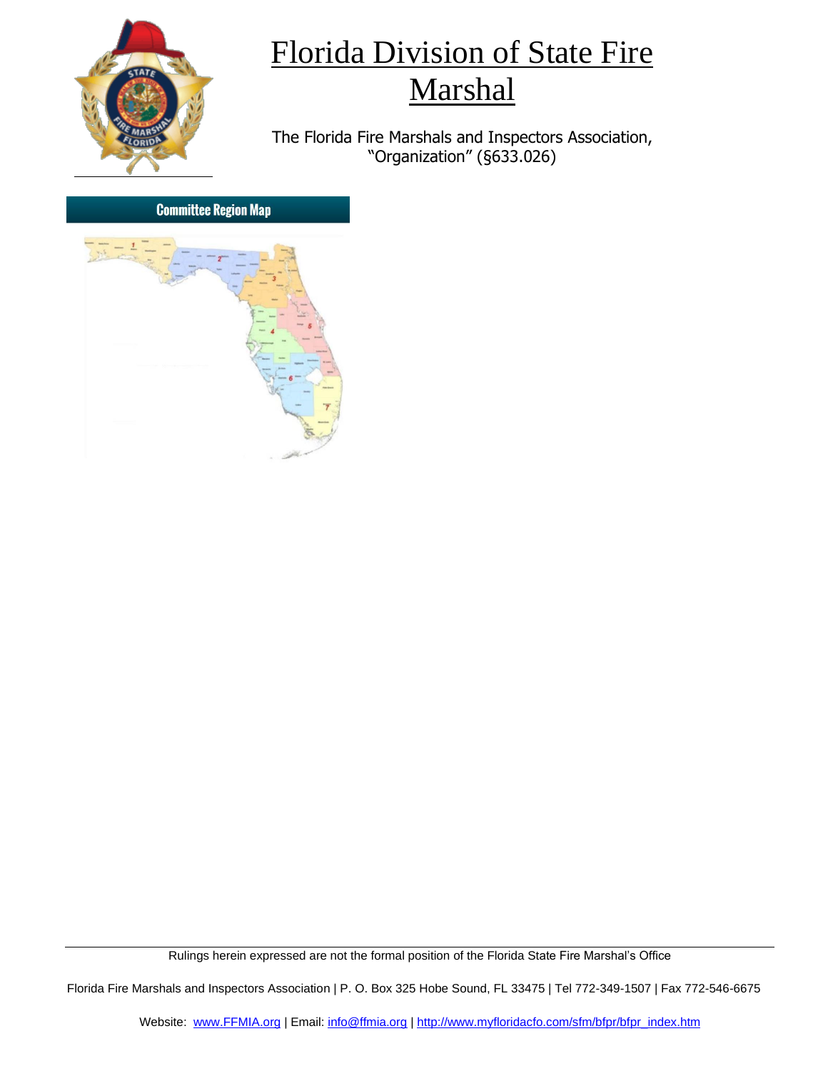# Florida Division of State Fire Marshal

The Florida Fire Marshals and Inspectors Association, "Organization" (§633.026)

## Committee Region Map

1

2

3

4

5

6

7

Rulings herein expressed are not the formal position of the Florida State Fire Marshal's Office

Florida Fire Marshals and Inspectors Association | P. O. Box 325 Hobe Sound, FL 33475 | Tel 772-349-1507 | Fax 772-546-6675

Website: www.FFMIA.org | Email: info@ffmia.org | http://www.myfloridacfo.com/sfm/bfpr/bfpr_index.htm